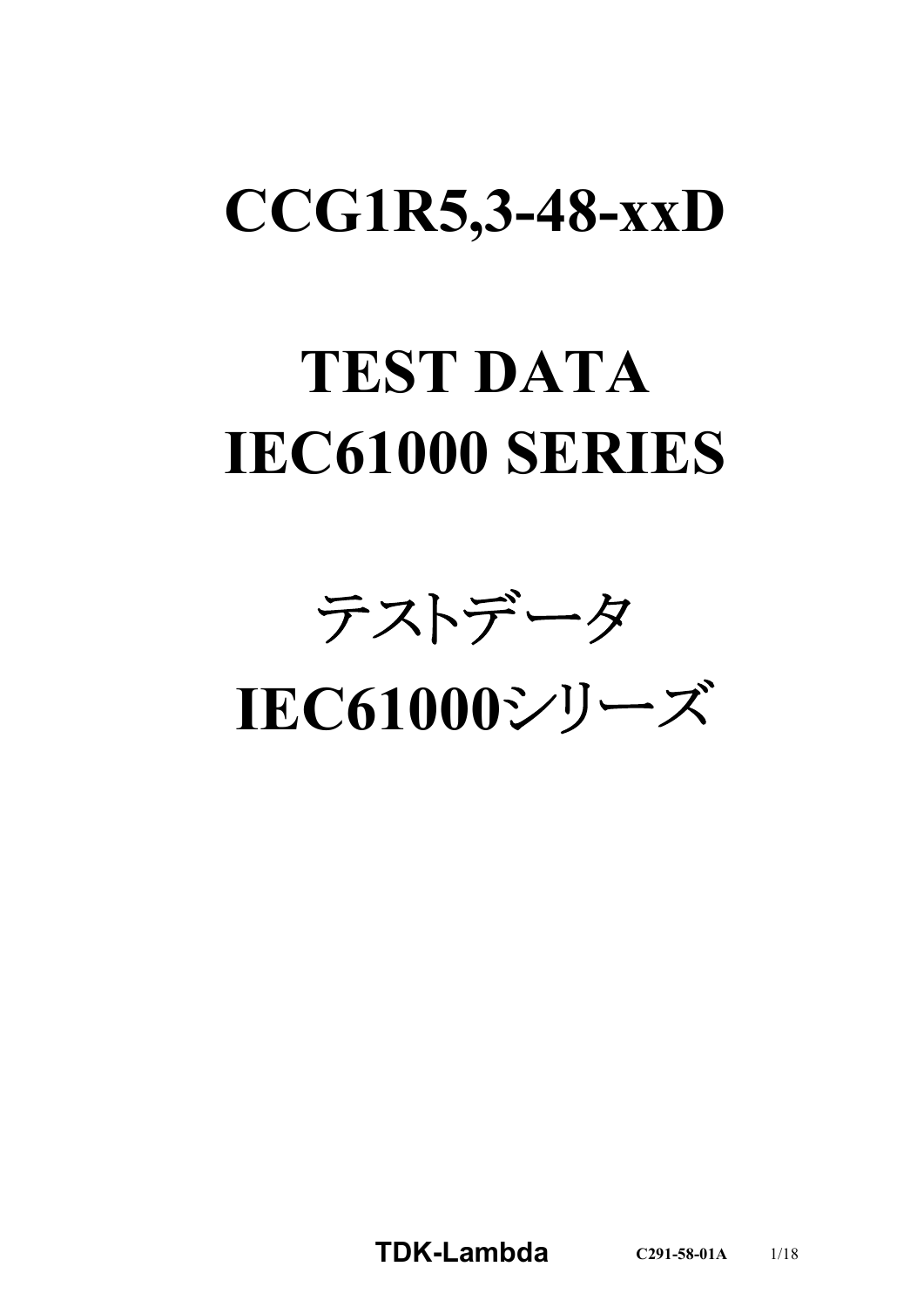# CCG1R5,3-48-xxD

# TEST DATA
# IEC61000 SERIES

# テストデータ
# IEC61000シリーズ

**TDK-Lambda** **C291-58-01A**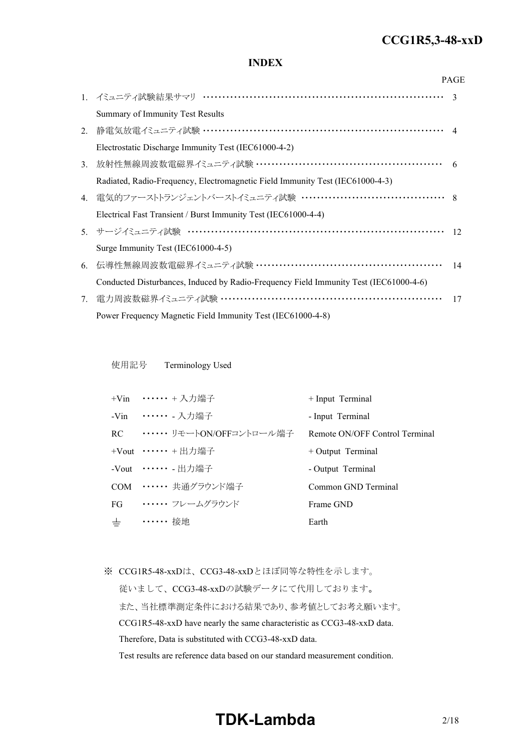## INDEX

| | | PAGE |
|---|---|---|
| 1. | イミュニティ試験結果サマリ<br>Summary of Immunity Test Results | 3 |
| 2. | 静電気放電イミュニティ試験<br>Electrostatic Discharge Immunity Test (IEC61000-4-2) | 4 |
| 3. | 放射性無線周波数電磁界イミュニティ試験<br>Radiated, Radio-Frequency, Electromagnetic Field Immunity Test (IEC61000-4-3) | 6 |
| 4. | 電気的ファーストトランジェントバーストイミュニティ試験<br>Electrical Fast Transient / Burst Immunity Test (IEC61000-4-4) | 8 |
| 5. | サージイミュニティ試験<br>Surge Immunity Test (IEC61000-4-5) | 12 |
| 6. | 伝導性無線周波数電磁界イミュニティ試験<br>Conducted Disturbances, Induced by Radio-Frequency Field Immunity Test (IEC61000-4-6) | 14 |
| 7. | 電力周波数磁界イミュニティ試験<br>Power Frequency Magnetic Field Immunity Test (IEC61000-4-8) | 17 |

使用記号　Terminology Used

| | | |
|---|---|---|
| +Vin | ・・・・・・ + 入力端子 | + Input Terminal |
| -Vin | ・・・・・・ - 入力端子 | - Input Terminal |
| RC | ・・・・・・ リモートON/OFFコントロール端子 | Remote ON/OFF Control Terminal |
| +Vout | ・・・・・・ + 出力端子 | + Output Terminal |
| -Vout | ・・・・・・ - 出力端子 | - Output Terminal |
| COM | ・・・・・・ 共通グラウンド端子 | Common GND Terminal |
| FG | ・・・・・・ フレームグラウンド | Frame GND |
| ⏚ | ・・・・・・ 接地 | Earth |

※ CCG1R5-48-xxDは、CCG3-48-xxDとほぼ同等な特性を示します。
従いまして、CCG3-48-xxDの試験データにて代用しております。
また、当社標準測定条件における結果であり、参考値としてお考え願います。
CCG1R5-48-xxD have nearly the same characteristic as CCG3-48-xxD data.
Therefore, Data is substituted with CCG3-48-xxD data.
Test results are reference data based on our standard measurement condition.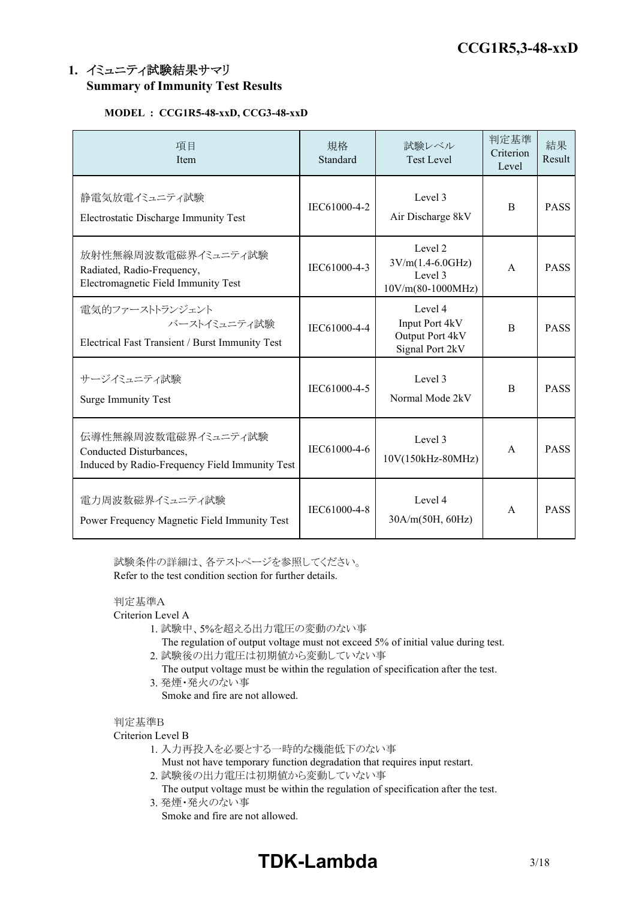## 1. イミュニティ試験結果サマリ Summary of Immunity Test Results

**MODEL ： CCG1R5-48-xxD, CCG3-48-xxD**

| 項目<br>Item | 規格<br>Standard | 試験レベル<br>Test Level | 判定基準<br>Criterion Level | 結果<br>Result |
|---|---|---|---|---|
| 静電気放電イミュニティ試験<br>Electrostatic Discharge Immunity Test | IEC61000-4-2 | Level 3<br>Air Discharge 8kV | B | PASS |
| 放射性無線周波数電磁界イミュニティ試験<br>Radiated, Radio-Frequency, Electromagnetic Field Immunity Test | IEC61000-4-3 | Level 2<br>3V/m(1.4-6.0GHz)<br>Level 3<br>10V/m(80-1000MHz) | A | PASS |
| 電気的ファーストトランジェント バーストイミュニティ試験<br>Electrical Fast Transient / Burst Immunity Test | IEC61000-4-4 | Level 4<br>Input Port 4kV<br>Output Port 4kV<br>Signal Port 2kV | B | PASS |
| サージイミュニティ試験<br>Surge Immunity Test | IEC61000-4-5 | Level 3<br>Normal Mode 2kV | B | PASS |
| 伝導性無線周波数電磁界イミュニティ試験<br>Conducted Disturbances, Induced by Radio-Frequency Field Immunity Test | IEC61000-4-6 | Level 3<br>10V(150kHz-80MHz) | A | PASS |
| 電力周波数磁界イミュニティ試験<br>Power Frequency Magnetic Field Immunity Test | IEC61000-4-8 | Level 4<br>30A/m(50H, 60Hz) | A | PASS |

試験条件の詳細は、各テストページを参照してください。
Refer to the test condition section for further details.

判定基準A
Criterion Level A

1. 試験中、5%を超える出力電圧の変動のない事
   The regulation of output voltage must not exceed 5% of initial value during test.
2. 試験後の出力電圧は初期値から変動していない事
   The output voltage must be within the regulation of specification after the test.
3. 発煙・発火のない事
   Smoke and fire are not allowed.

判定基準B
Criterion Level B

1. 入力再投入を必要とする一時的な機能低下のない事
   Must not have temporary function degradation that requires input restart.
2. 試験後の出力電圧は初期値から変動していない事
   The output voltage must be within the regulation of specification after the test.
3. 発煙・発火のない事
   Smoke and fire are not allowed.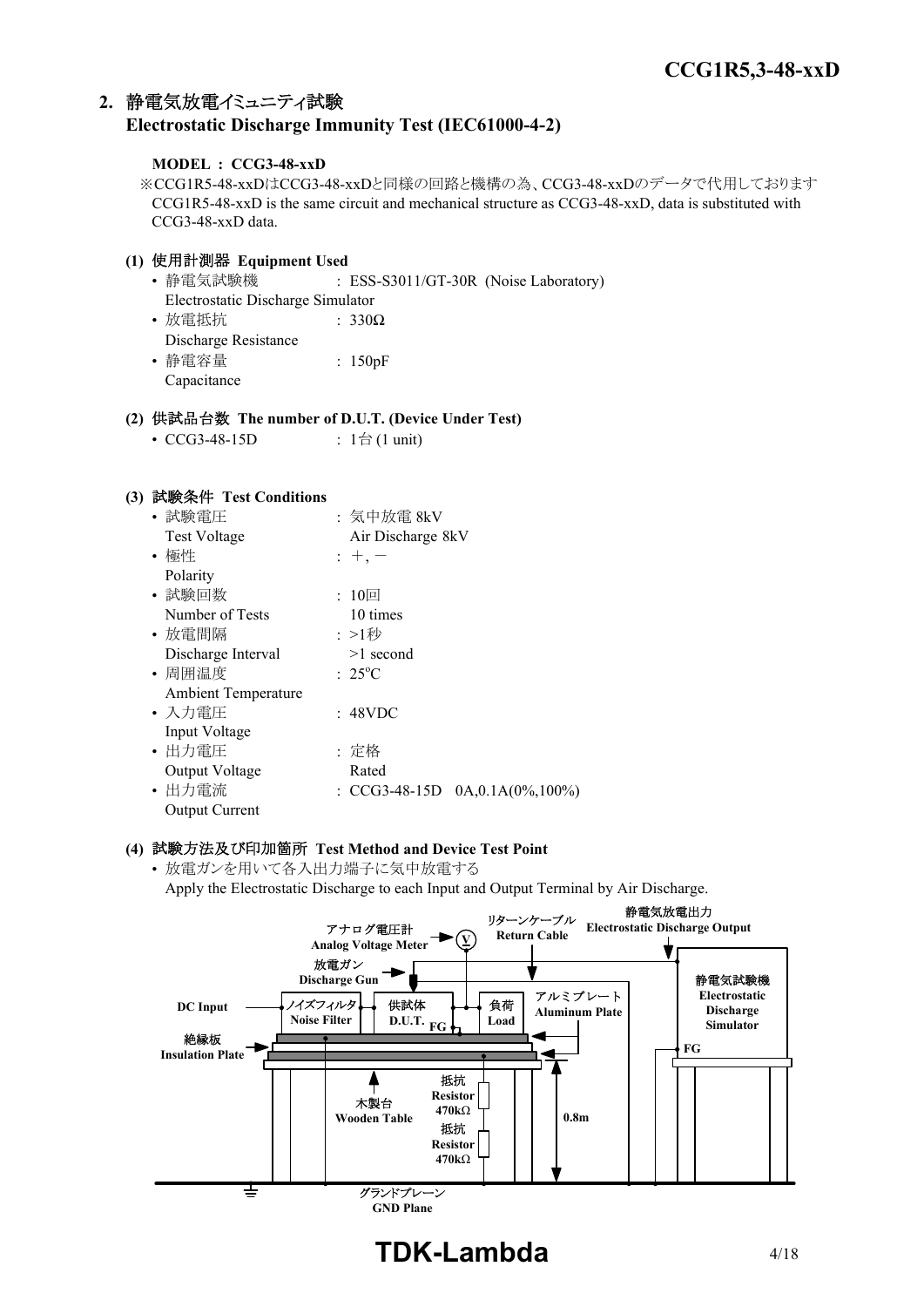## 2. 静電気放電イミュニティ試験
## Electrostatic Discharge Immunity Test (IEC61000-4-2)

**MODEL : CCG3-48-xxD**

※CCG1R5-48-xxDはCCG3-48-xxDと同様の回路と機構の為、CCG3-48-xxDのデータで代用しております
CCG1R5-48-xxD is the same circuit and mechanical structure as CCG3-48-xxD, data is substituted with CCG3-48-xxD data.

### (1) 使用計測器 Equipment Used

- 静電気試験機 Electrostatic Discharge Simulator : ESS-S3011/GT-30R (Noise Laboratory)
- 放電抵抗 Discharge Resistance : 330Ω
- 静電容量 Capacitance : 150pF

### (2) 供試品台数 The number of D.U.T. (Device Under Test)

- CCG3-48-15D : 1台 (1 unit)

### (3) 試験条件 Test Conditions

- 試験電圧 Test Voltage : 気中放電 8kV Air Discharge 8kV
- 極性 Polarity : +, −
- 試験回数 Number of Tests : 10回 10 times
- 放電間隔 Discharge Interval : >1秒 >1 second
- 周囲温度 Ambient Temperature : 25°C
- 入力電圧 Input Voltage : 48VDC
- 出力電圧 Output Voltage : 定格 Rated
- 出力電流 Output Current : CCG3-48-15D 0A,0.1A(0%,100%)

### (4) 試験方法及び印加箇所 Test Method and Device Test Point

- 放電ガンを用いて各入出力端子に気中放電する
  Apply the Electrostatic Discharge to each Input and Output Terminal by Air Discharge.

アナログ電圧計 Analog Voltage Meter / リターンケーブル Return Cable / 静電気放電出力 Electrostatic Discharge Output / 放電ガン Discharge Gun / DC Input / ノイズフィルタ Noise Filter / 供試体 D.U.T. / FG / 負荷 Load / アルミプレート Aluminum Plate / 静電気試験機 Electrostatic Discharge Simulator / FG / 絶縁板 Insulation Plate / 抵抗 Resistor 470kΩ / 抵抗 Resistor 470kΩ / 木製台 Wooden Table / 0.8m / グランドプレーン GND Plane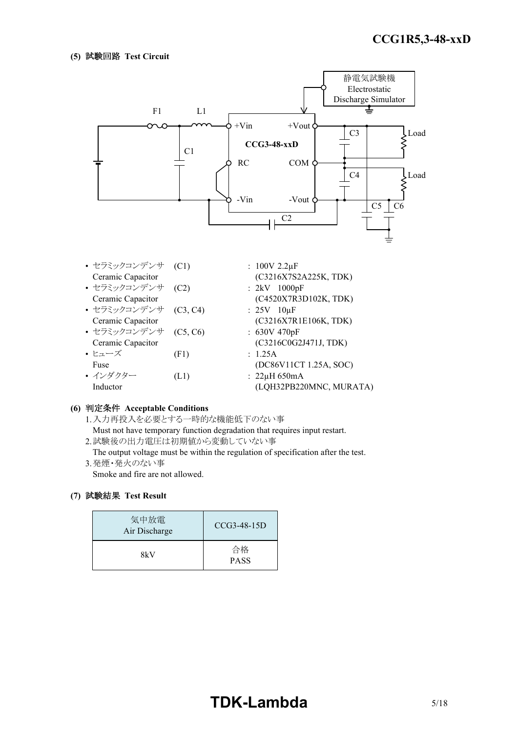### (5) 試験回路 Test Circuit

静電気試験機
Electrostatic
Discharge Simulator

F1 L1 C1 +Vin +Vout RC COM -Vin -Vout CCG3-48-xxD C2 C3 C4 C5 C6 Load Load

- セラミックコンデンサ (C1) : 100V 2.2μF
  Ceramic Capacitor (C3216X7S2A225K, TDK)
- セラミックコンデンサ (C2) : 2kV 1000pF
  Ceramic Capacitor (C4520X7R3D102K, TDK)
- セラミックコンデンサ (C3, C4) : 25V 10μF
  Ceramic Capacitor (C3216X7R1E106K, TDK)
- セラミックコンデンサ (C5, C6) : 630V 470pF
  Ceramic Capacitor (C3216C0G2J471J, TDK)
- ヒューズ (F1) : 1.25A
  Fuse (DC86V11CT 1.25A, SOC)
- インダクター (L1) : 22μH 650mA
  Inductor (LQH32PB220MNC, MURATA)

### (6) 判定条件 Acceptable Conditions

1. 入力再投入を必要とする一時的な機能低下のない事
   Must not have temporary function degradation that requires input restart.
2. 試験後の出力電圧は初期値から変動していない事
   The output voltage must be within the regulation of specification after the test.
3. 発煙・発火のない事
   Smoke and fire are not allowed.

### (7) 試験結果 Test Result

| 気中放電 Air Discharge | CCG3-48-15D |
|---|---|
| 8kV | 合格 PASS |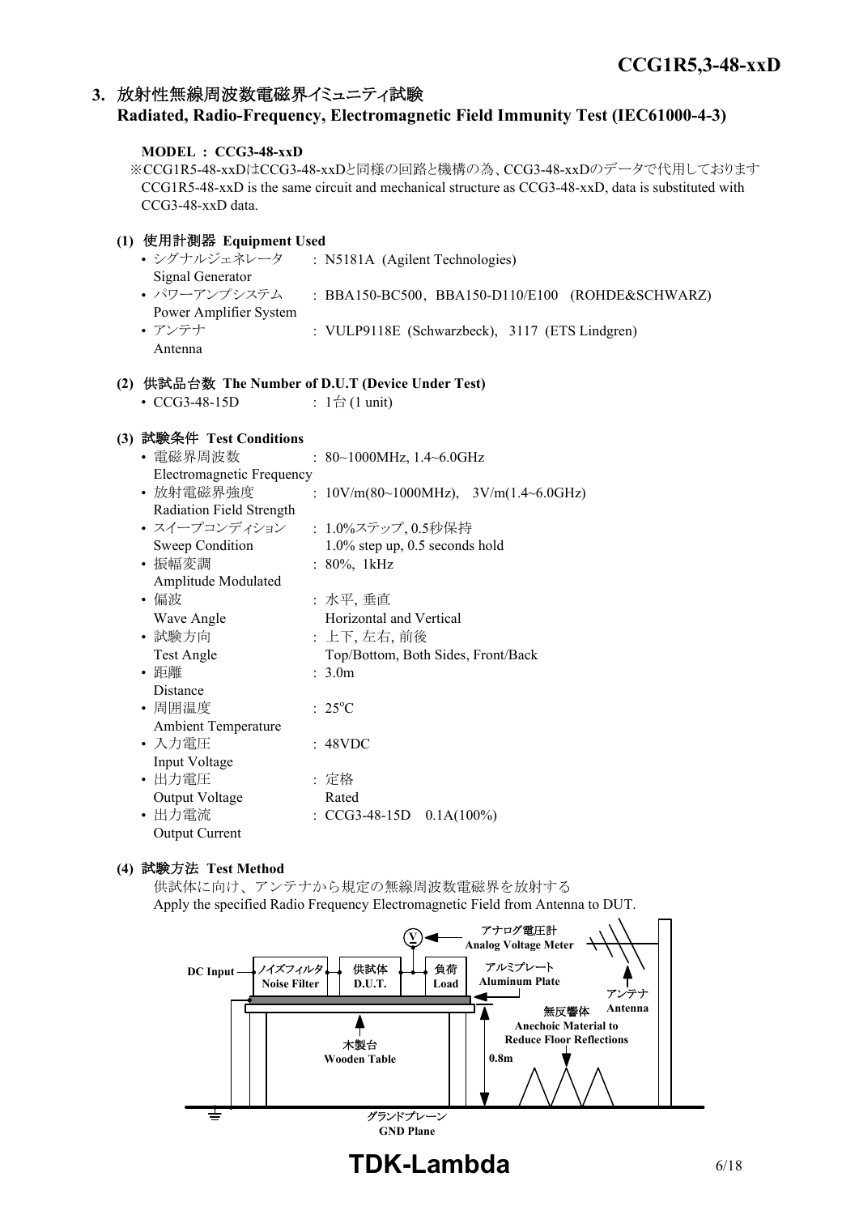## 3. 放射性無線周波数電磁界イミュニティ試験 Radiated, Radio-Frequency, Electromagnetic Field Immunity Test (IEC61000-4-3)

**MODEL : CCG3-48-xxD**

※CCG1R5-48-xxDはCCG3-48-xxDと同様の回路と機構の為、CCG3-48-xxDのデータで代用しております
CCG1R5-48-xxD is the same circuit and mechanical structure as CCG3-48-xxD, data is substituted with CCG3-48-xxD data.

### (1) 使用計測器 Equipment Used

- シグナルジェネレータ Signal Generator : N5181A (Agilent Technologies)
- パワーアンプシステム Power Amplifier System : BBA150-BC500, BBA150-D110/E100 (ROHDE&SCHWARZ)
- アンテナ Antenna : VULP9118E (Schwarzbeck), 3117 (ETS Lindgren)

### (2) 供試品台数 The Number of D.U.T (Device Under Test)

- CCG3-48-15D : 1台 (1 unit)

### (3) 試験条件 Test Conditions

- 電磁界周波数 Electromagnetic Frequency : 80~1000MHz, 1.4~6.0GHz
- 放射電磁界強度 Radiation Field Strength : 10V/m(80~1000MHz), 3V/m(1.4~6.0GHz)
- スイープコンディション Sweep Condition : 1.0%ステップ, 0.5秒保持 1.0% step up, 0.5 seconds hold
- 振幅変調 Amplitude Modulated : 80%, 1kHz
- 偏波 Wave Angle : 水平, 垂直 Horizontal and Vertical
- 試験方向 Test Angle : 上下, 左右, 前後 Top/Bottom, Both Sides, Front/Back
- 距離 Distance : 3.0m
- 周囲温度 Ambient Temperature : 25°C
- 入力電圧 Input Voltage : 48VDC
- 出力電圧 Output Voltage : 定格 Rated
- 出力電流 Output Current : CCG3-48-15D 0.1A(100%)

### (4) 試験方法 Test Method

供試体に向け、アンテナから規定の無線周波数電磁界を放射する
Apply the specified Radio Frequency Electromagnetic Field from Antenna to DUT.

DC Input — ノイズフィルタ Noise Filter — 供試体 D.U.T. — 負荷 Load
アナログ電圧計 Analog Voltage Meter
アルミプレート Aluminum Plate
アンテナ Antenna
無反響体 Anechoic Material to Reduce Floor Reflections
木製台 Wooden Table
0.8m
グランドプレーン GND Plane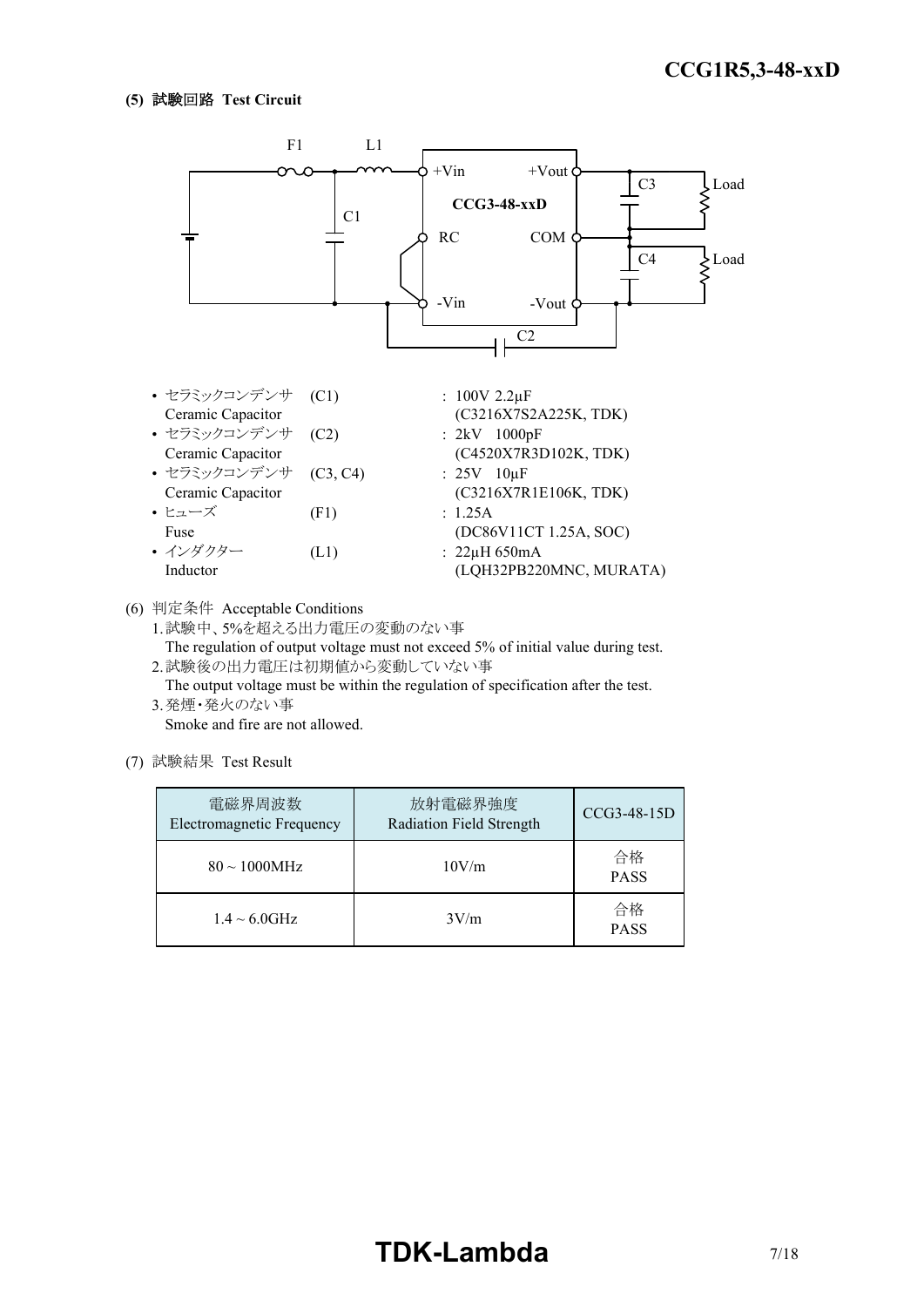**(5) 試験回路 Test Circuit**

F1 L1 +Vin +Vout C3 Load CCG3-48-xxD C1 RC COM C4 Load -Vin -Vout C2

- セラミックコンデンサ (C1) : 100V 2.2μF
  Ceramic Capacitor (C3216X7S2A225K, TDK)
- セラミックコンデンサ (C2) : 2kV 1000pF
  Ceramic Capacitor (C4520X7R3D102K, TDK)
- セラミックコンデンサ (C3, C4) : 25V 10μF
  Ceramic Capacitor (C3216X7R1E106K, TDK)
- ヒューズ (F1) : 1.25A
  Fuse (DC86V11CT 1.25A, SOC)
- インダクター (L1) : 22μH 650mA
  Inductor (LQH32PB220MNC, MURATA)

(6) 判定条件 Acceptable Conditions

1. 試験中、5%を超える出力電圧の変動のない事
   The regulation of output voltage must not exceed 5% of initial value during test.
2. 試験後の出力電圧は初期値から変動していない事
   The output voltage must be within the regulation of specification after the test.
3. 発煙・発火のない事
   Smoke and fire are not allowed.

(7) 試験結果 Test Result

| 電磁界周波数 Electromagnetic Frequency | 放射電磁界強度 Radiation Field Strength | CCG3-48-15D |
|---|---|---|
| 80 ~ 1000MHz | 10V/m | 合格 PASS |
| 1.4 ~ 6.0GHz | 3V/m | 合格 PASS |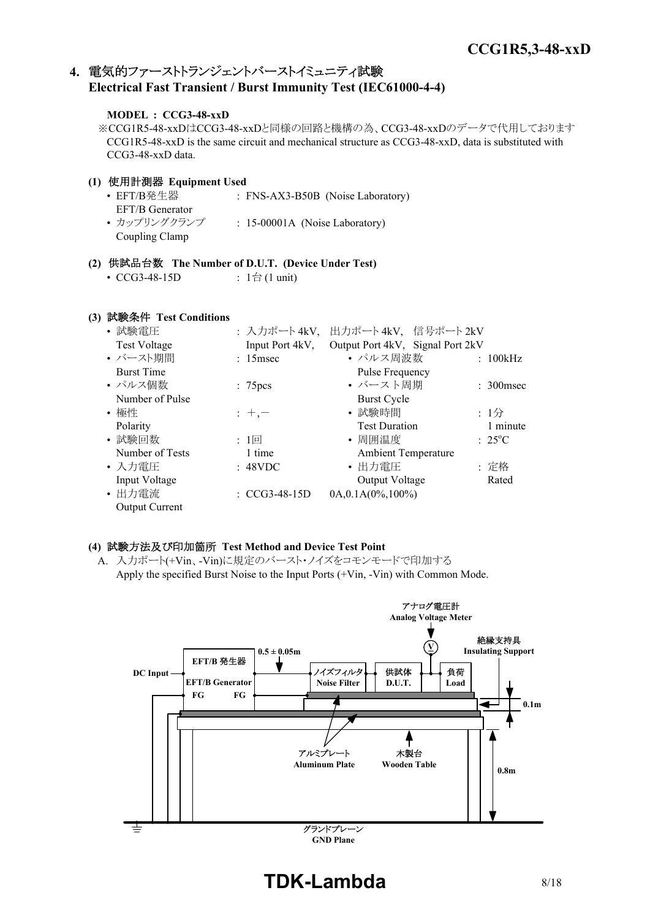## 4. 電気的ファーストトランジェントバーストイミュニティ試験 Electrical Fast Transient / Burst Immunity Test (IEC61000-4-4)

**MODEL ： CCG3-48-xxD**

※CCG1R5-48-xxDはCCG3-48-xxDと同様の回路と機構の為、CCG3-48-xxDのデータで代用しております
CCG1R5-48-xxD is the same circuit and mechanical structure as CCG3-48-xxD, data is substituted with CCG3-48-xxD data.

**(1) 使用計測器 Equipment Used**

- EFT/B発生器 EFT/B Generator : FNS-AX3-B50B (Noise Laboratory)
- カップリングクランプ Coupling Clamp : 15-00001A (Noise Laboratory)

**(2) 供試品台数 The Number of D.U.T. (Device Under Test)**

- CCG3-48-15D : 1台 (1 unit)

**(3) 試験条件 Test Conditions**

- 試験電圧 Test Voltage : 入力ポート4kV, 出力ポート4kV, 信号ポート2kV / Input Port 4kV, Output Port 4kV, Signal Port 2kV
- バースト期間 Burst Time : 15msec
- パルス周波数 Pulse Frequency : 100kHz
- パルス個数 Number of Pulse : 75pcs
- バースト周期 Burst Cycle : 300msec
- 極性 Polarity : +,−
- 試験時間 Test Duration : 1分 1 minute
- 試験回数 Number of Tests : 1回 1 time
- 周囲温度 Ambient Temperature : 25°C
- 入力電圧 Input Voltage : 48VDC
- 出力電圧 Output Voltage : 定格 Rated
- 出力電流 Output Current : CCG3-48-15D 0A,0.1A(0%,100%)

**(4) 試験方法及び印加箇所 Test Method and Device Test Point**

A. 入力ポート(+Vin、-Vin)に規定のバースト･ノイズをコモンモードで印加する
Apply the specified Burst Noise to the Input Ports (+Vin, -Vin) with Common Mode.

アナログ電圧計 Analog Voltage Meter
絶縁支持具 Insulating Support
EFT/B 発生器 EFT/B Generator
DC Input
FG FG
0.5 ± 0.05m
ノイズフィルタ Noise Filter
供試体 D.U.T.
負荷 Load
0.1m
アルミプレート Aluminum Plate
木製台 Wooden Table
0.8m
グランドプレーン GND Plane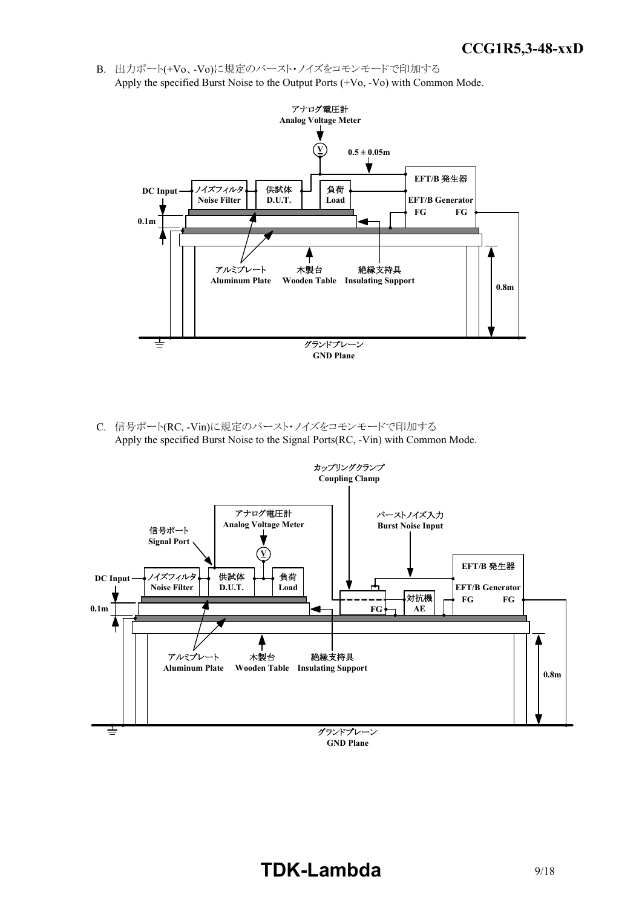B. 出力ポート(+Vo、-Vo)に規定のバースト･ノイズをコモンモードで印加する
Apply the specified Burst Noise to the Output Ports (+Vo, -Vo) with Common Mode.

アナログ電圧計
Analog Voltage Meter

0.5 ± 0.05m

EFT/B 発生器
EFT/B Generator
FG FG

DC Input
ノイズフィルタ
Noise Filter
供試体
D.U.T.
負荷
Load

0.1m

アルミプレート
Aluminum Plate
木製台
Wooden Table
絶縁支持具
Insulating Support

0.8m

グランドプレーン
GND Plane

C. 信号ポート(RC, -Vin)に規定のバースト･ノイズをコモンモードで印加する
Apply the specified Burst Noise to the Signal Ports(RC, -Vin) with Common Mode.

カップリングクランプ
Coupling Clamp

アナログ電圧計
Analog Voltage Meter

バーストノイズ入力
Burst Noise Input

信号ポート
Signal Port

EFT/B 発生器
EFT/B Generator
FG FG

DC Input
ノイズフィルタ
Noise Filter
供試体
D.U.T.
負荷
Load

FG
対抗機
AE

0.1m

アルミプレート
Aluminum Plate
木製台
Wooden Table
絶縁支持具
Insulating Support

0.8m

グランドプレーン
GND Plane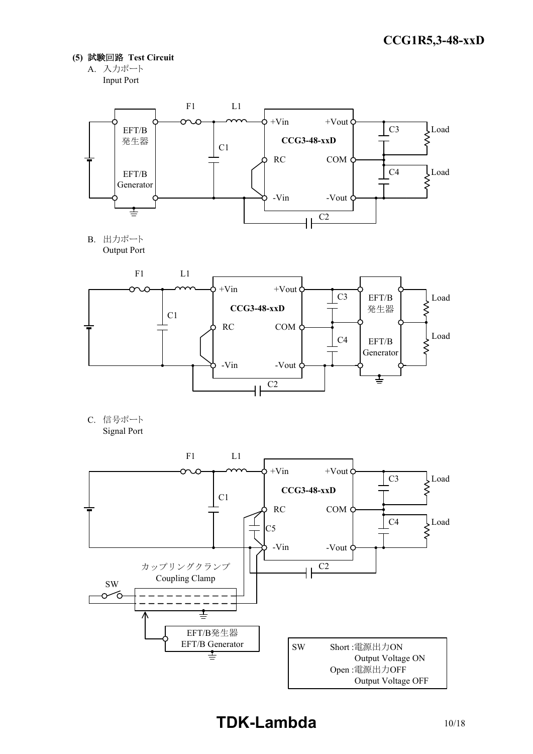### (5) 試験回路 Test Circuit

A. 入力ポート
Input Port

F1 L1

EFT/B 発生器 EFT/B Generator

C1

+Vin +Vout
CCG3-48-xxD
RC COM
-Vin -Vout

C3 Load
C4 Load
C2

B. 出力ポート
Output Port

F1 L1

C1

+Vin +Vout
CCG3-48-xxD
RC COM
-Vin -Vout

C3 C4
EFT/B 発生器 EFT/B Generator
Load Load
C2

C. 信号ポート
Signal Port

F1 L1

C1

+Vin +Vout
CCG3-48-xxD
RC COM
C5
-Vin -Vout

C3 Load
C4 Load
C2

カップリングクランプ
Coupling Clamp

SW

EFT/B発生器
EFT/B Generator

| SW | Short :電源出力ON Output Voltage ON |
|---|---|
| | Open :電源出力OFF Output Voltage OFF |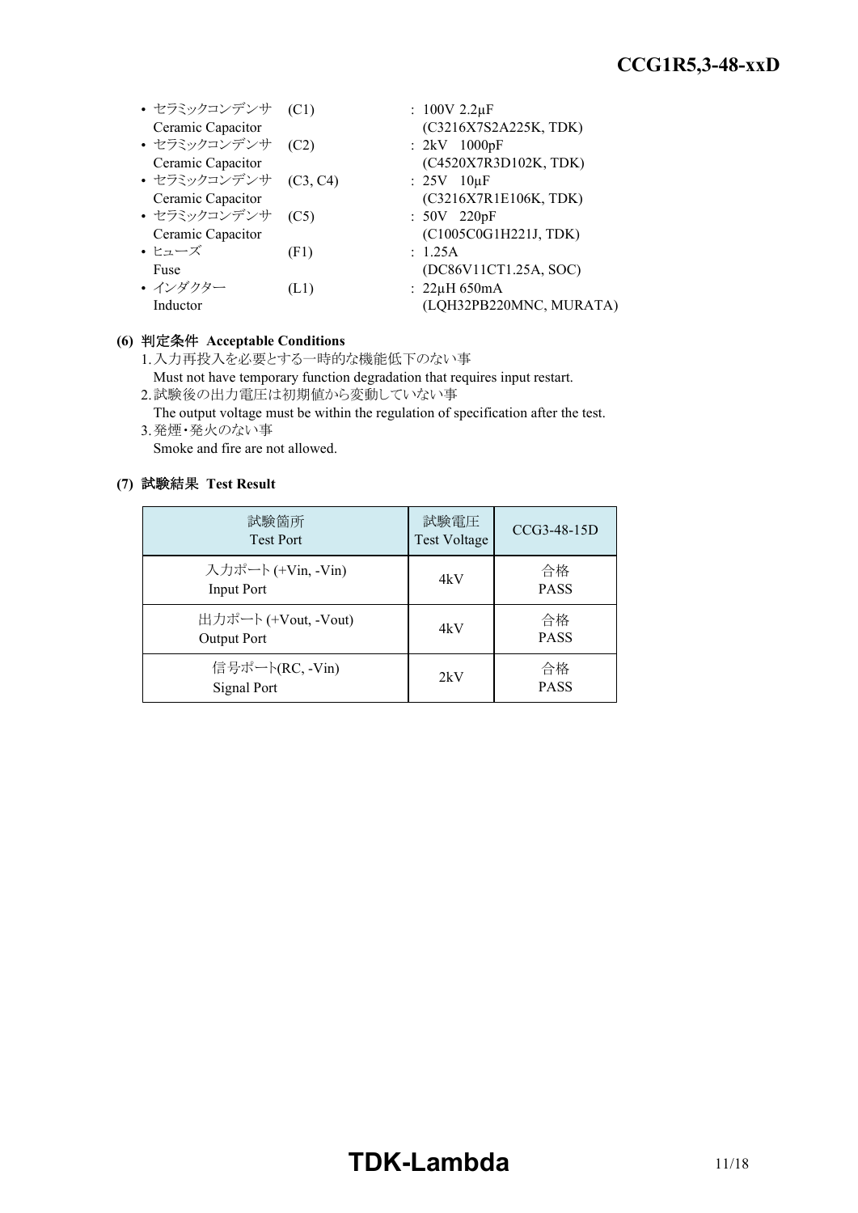- セラミックコンデンサ (C1) : 100V 2.2μF
  Ceramic Capacitor (C3216X7S2A225K, TDK)
- セラミックコンデンサ (C2) : 2kV 1000pF
  Ceramic Capacitor (C4520X7R3D102K, TDK)
- セラミックコンデンサ (C3, C4) : 25V 10μF
  Ceramic Capacitor (C3216X7R1E106K, TDK)
- セラミックコンデンサ (C5) : 50V 220pF
  Ceramic Capacitor (C1005C0G1H221J, TDK)
- ヒューズ (F1) : 1.25A
  Fuse (DC86V11CT1.25A, SOC)
- インダクター (L1) : 22μH 650mA
  Inductor (LQH32PB220MNC, MURATA)

**(6) 判定条件 Acceptable Conditions**

1. 入力再投入を必要とする一時的な機能低下のない事
   Must not have temporary function degradation that requires input restart.
2. 試験後の出力電圧は初期値から変動していない事
   The output voltage must be within the regulation of specification after the test.
3. 発煙・発火のない事
   Smoke and fire are not allowed.

**(7) 試験結果 Test Result**

| 試験箇所 Test Port | 試験電圧 Test Voltage | CCG3-48-15D |
|---|---|---|
| 入力ポート (+Vin, -Vin) Input Port | 4kV | 合格 PASS |
| 出力ポート (+Vout, -Vout) Output Port | 4kV | 合格 PASS |
| 信号ポート(RC, -Vin) Signal Port | 2kV | 合格 PASS |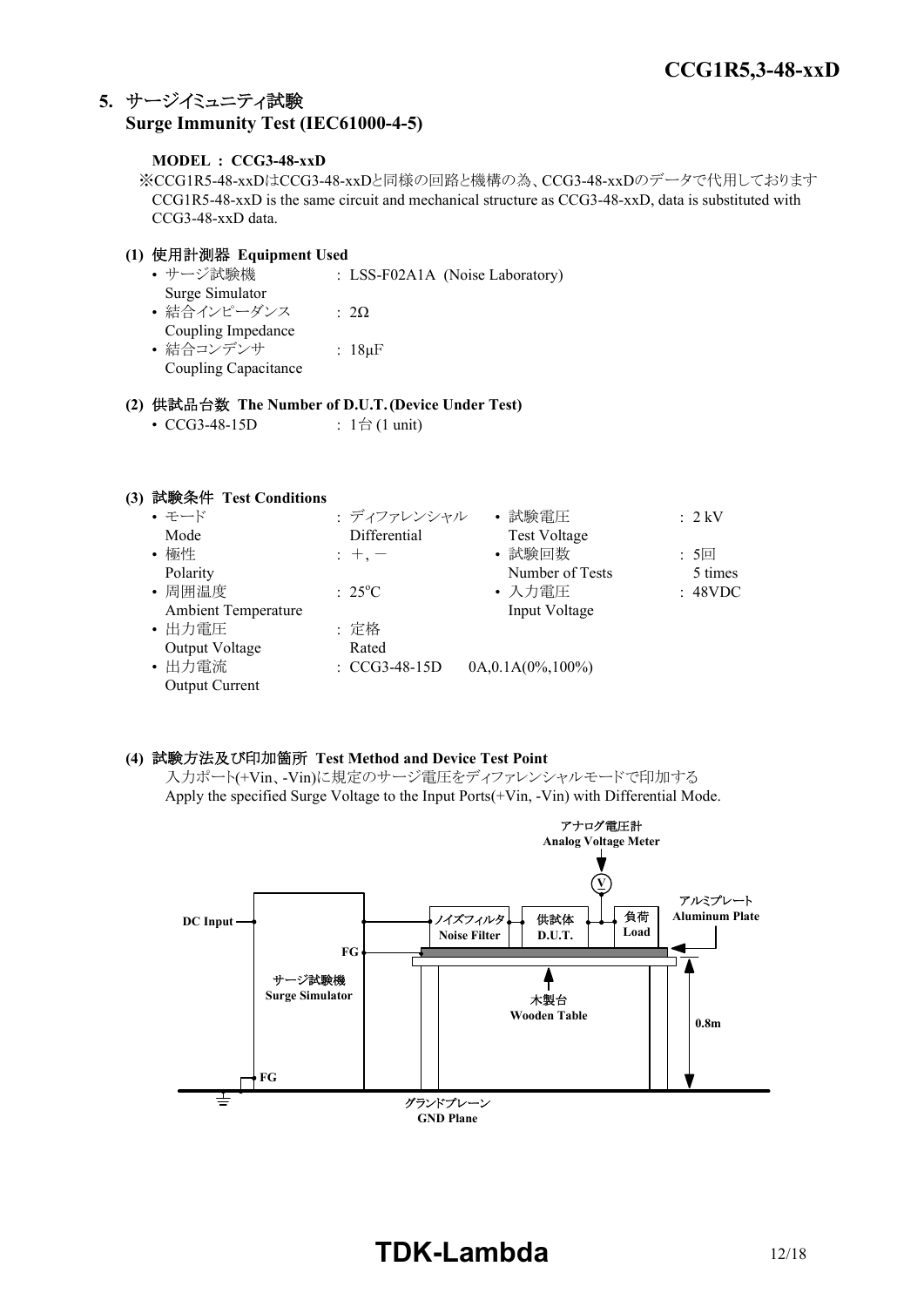## 5. サージイミュニティ試験
## Surge Immunity Test (IEC61000-4-5)

**MODEL : CCG3-48-xxD**

※CCG1R5-48-xxDはCCG3-48-xxDと同様の回路と機構の為、CCG3-48-xxDのデータで代用しております
CCG1R5-48-xxD is the same circuit and mechanical structure as CCG3-48-xxD, data is substituted with CCG3-48-xxD data.

**(1) 使用計測器 Equipment Used**

- サージ試験機 Surge Simulator : LSS-F02A1A (Noise Laboratory)
- 結合インピーダンス Coupling Impedance : 2Ω
- 結合コンデンサ Coupling Capacitance : 18μF

**(2) 供試品台数 The Number of D.U.T. (Device Under Test)**

- CCG3-48-15D : 1台 (1 unit)

**(3) 試験条件 Test Conditions**

- モード Mode : ディファレンシャル Differential
- 極性 Polarity : +, −
- 周囲温度 Ambient Temperature : 25°C
- 出力電圧 Output Voltage : 定格 Rated
- 出力電流 Output Current : CCG3-48-15D 0A,0.1A(0%,100%)
- 試験電圧 Test Voltage : 2 kV
- 試験回数 Number of Tests : 5回 5 times
- 入力電圧 Input Voltage : 48VDC

**(4) 試験方法及び印加箇所 Test Method and Device Test Point**

入力ポート(+Vin、-Vin)に規定のサージ電圧をディファレンシャルモードで印加する
Apply the specified Surge Voltage to the Input Ports(+Vin, -Vin) with Differential Mode.

アナログ電圧計 Analog Voltage Meter
DC Input
FG
サージ試験機 Surge Simulator
FG
ノイズフィルタ Noise Filter
供試体 D.U.T.
負荷 Load
アルミプレート Aluminum Plate
木製台 Wooden Table
0.8m
グランドプレーン GND Plane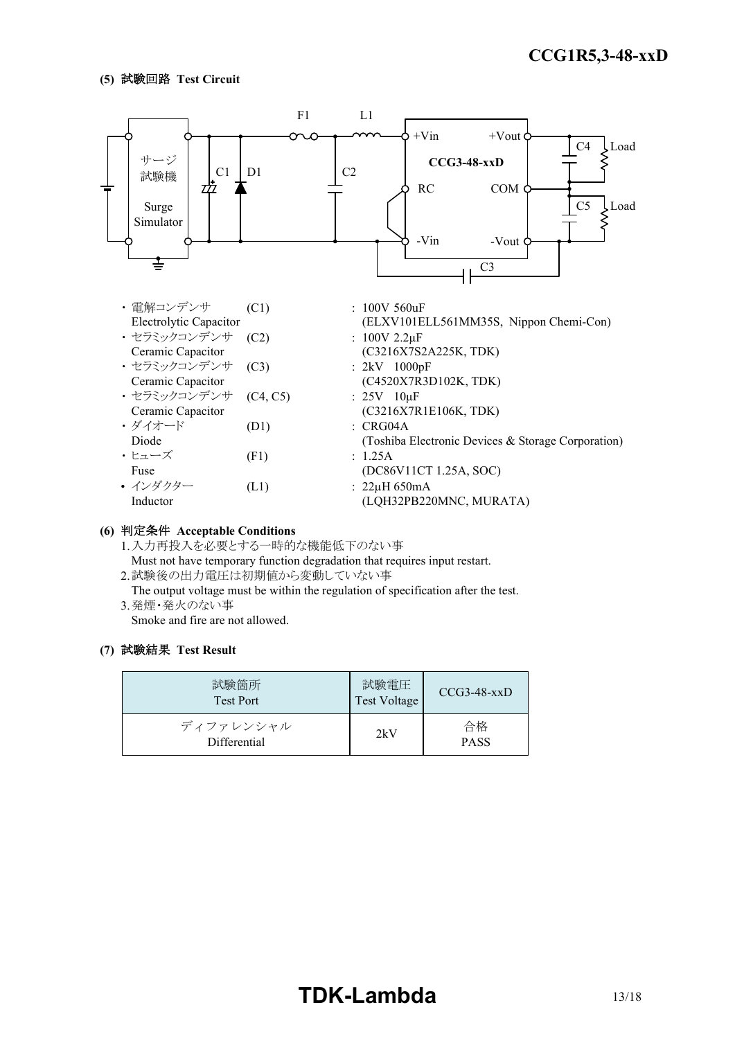### (5) 試験回路 Test Circuit

- 電解コンデンサ (C1) : 100V 560uF
  Electrolytic Capacitor (ELXV101ELL561MM35S, Nippon Chemi-Con)
- セラミックコンデンサ (C2) : 100V 2.2µF
  Ceramic Capacitor (C3216X7S2A225K, TDK)
- セラミックコンデンサ (C3) : 2kV 1000pF
  Ceramic Capacitor (C4520X7R3D102K, TDK)
- セラミックコンデンサ (C4, C5) : 25V 10µF
  Ceramic Capacitor (C3216X7R1E106K, TDK)
- ダイオード (D1) : CRG04A
  Diode (Toshiba Electronic Devices & Storage Corporation)
- ヒューズ (F1) : 1.25A
  Fuse (DC86V11CT 1.25A, SOC)
- インダクター (L1) : 22µH 650mA
  Inductor (LQH32PB220MNC, MURATA)

### (6) 判定条件 Acceptable Conditions

1. 入力再投入を必要とする一時的な機能低下のない事
   Must not have temporary function degradation that requires input restart.
2. 試験後の出力電圧は初期値から変動していない事
   The output voltage must be within the regulation of specification after the test.
3. 発煙・発火のない事
   Smoke and fire are not allowed.

### (7) 試験結果 Test Result

| 試験箇所 Test Port | 試験電圧 Test Voltage | CCG3-48-xxD |
|---|---|---|
| ディファレンシャル Differential | 2kV | 合格 PASS |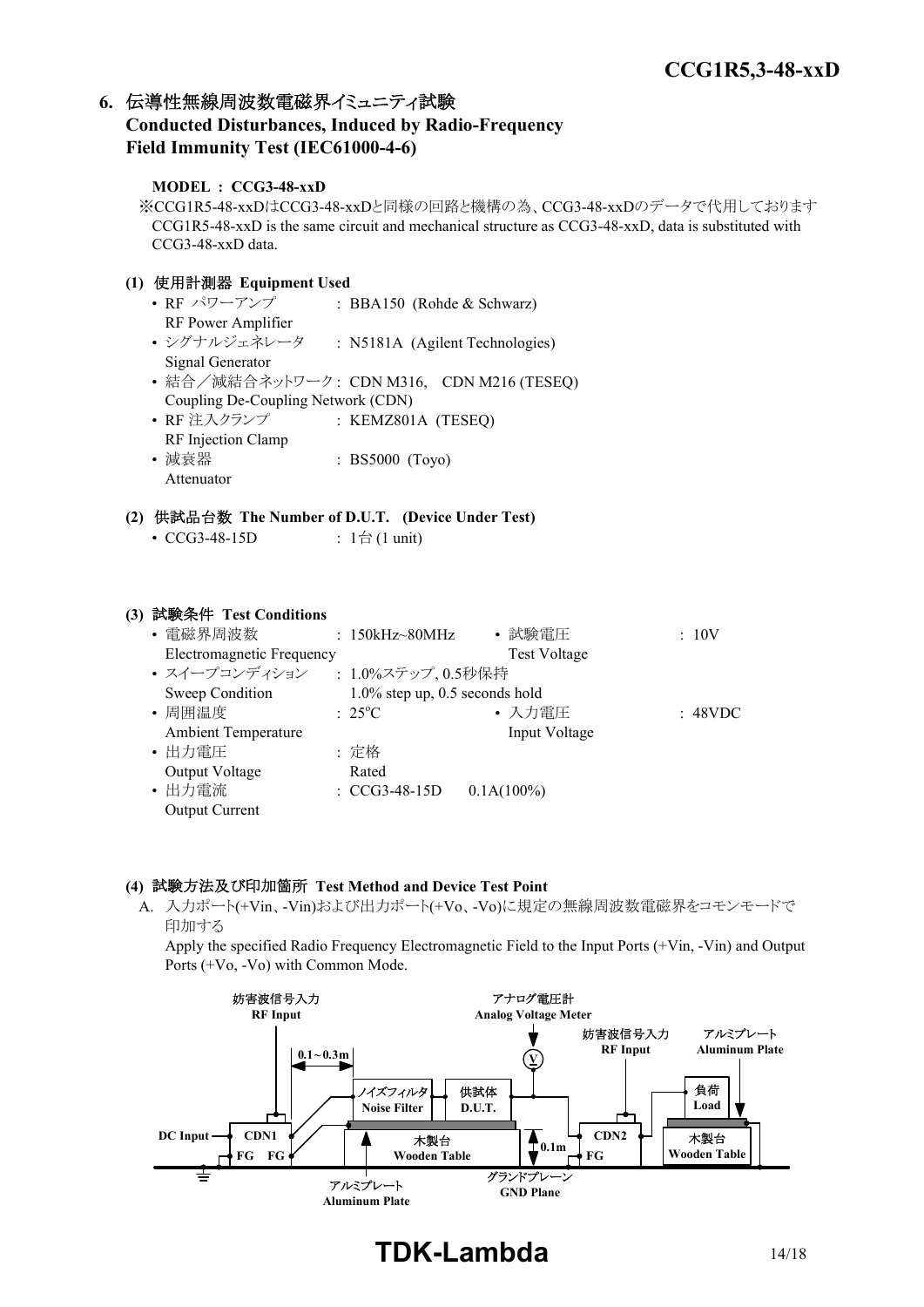## 6. 伝導性無線周波数電磁界イミュニティ試験 Conducted Disturbances, Induced by Radio-Frequency Field Immunity Test (IEC61000-4-6)

**MODEL : CCG3-48-xxD**

※CCG1R5-48-xxDはCCG3-48-xxDと同様の回路と機構の為、CCG3-48-xxDのデータで代用しております
CCG1R5-48-xxD is the same circuit and mechanical structure as CCG3-48-xxD, data is substituted with CCG3-48-xxD data.

### (1) 使用計測器 Equipment Used

- RF パワーアンプ RF Power Amplifier : BBA150 (Rohde & Schwarz)
- シグナルジェネレータ Signal Generator : N5181A (Agilent Technologies)
- 結合／減結合ネットワーク Coupling De-Coupling Network (CDN) : CDN M316, CDN M216 (TESEQ)
- RF 注入クランプ RF Injection Clamp : KEMZ801A (TESEQ)
- 減衰器 Attenuator : BS5000 (Toyo)

### (2) 供試品台数 The Number of D.U.T. (Device Under Test)

- CCG3-48-15D : 1台 (1 unit)

### (3) 試験条件 Test Conditions

- 電磁界周波数 Electromagnetic Frequency : 150kHz~80MHz
- 試験電圧 Test Voltage : 10V
- スイープコンディション Sweep Condition : 1.0%ステップ, 0.5秒保持 1.0% step up, 0.5 seconds hold
- 周囲温度 Ambient Temperature : 25°C
- 入力電圧 Input Voltage : 48VDC
- 出力電圧 Output Voltage : 定格 Rated
- 出力電流 Output Current : CCG3-48-15D 0.1A(100%)

### (4) 試験方法及び印加箇所 Test Method and Device Test Point

A. 入力ポート(+Vin、-Vin)および出力ポート(+Vo、-Vo)に規定の無線周波数電磁界をコモンモードで印加する
Apply the specified Radio Frequency Electromagnetic Field to the Input Ports (+Vin, -Vin) and Output Ports (+Vo, -Vo) with Common Mode.

妨害波信号入力 RF Input / 0.1～0.3m / アナログ電圧計 Analog Voltage Meter / V / 妨害波信号入力 RF Input / アルミプレート Aluminum Plate / ノイズフィルタ Noise Filter / 供試体 D.U.T. / 負荷 Load / DC Input / CDN1 / FG FG / 木製台 Wooden Table / 0.1m / CDN2 / FG / 木製台 Wooden Table / アルミプレート Aluminum Plate / グランドプレーン GND Plane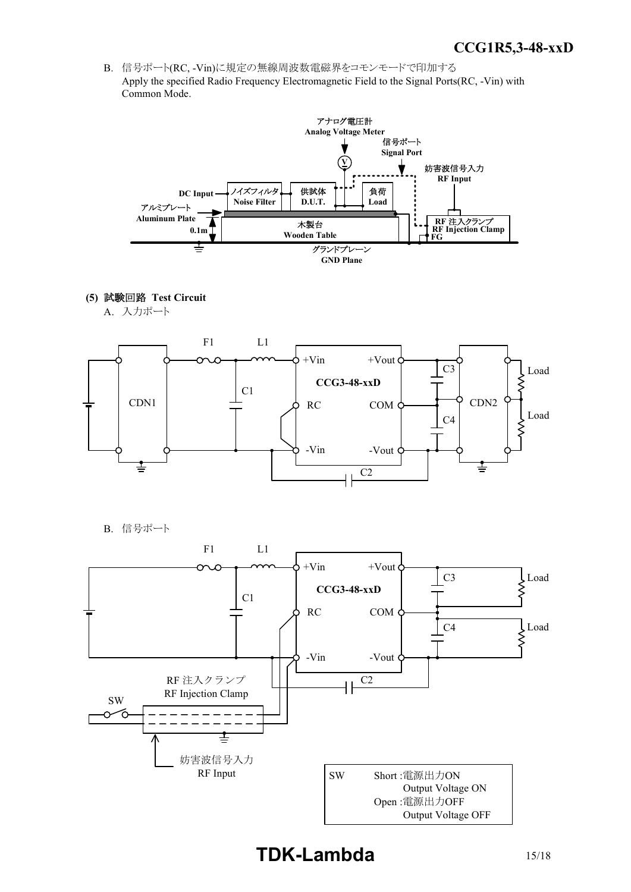B. 信号ポート(RC, -Vin)に規定の無線周波数電磁界をコモンモードで印加する
Apply the specified Radio Frequency Electromagnetic Field to the Signal Ports(RC, -Vin) with Common Mode.

アナログ電圧計
Analog Voltage Meter
信号ポート
Signal Port
妨害波信号入力
RF Input
DC Input
ノイズフィルタ
Noise Filter
供試体
D.U.T.
負荷
Load
アルミプレート
Aluminum Plate
0.1m
木製台
Wooden Table
RF 注入クランプ
RF Injection Clamp
FG
グランドプレーン
GND Plane

**(5) 試験回路 Test Circuit**

A. 入力ポート

F1 L1 +Vin +Vout C3 Load CCG3-48-xxD C1 CDN1 RC COM CDN2 C4 Load -Vin -Vout C2

B. 信号ポート

F1 L1 +Vin +Vout C3 Load CCG3-48-xxD C1 RC COM C4 Load -Vin -Vout C2

RF 注入クランプ
RF Injection Clamp
SW
妨害波信号入力
RF Input

SW Short :電源出力ON
Output Voltage ON
Open :電源出力OFF
Output Voltage OFF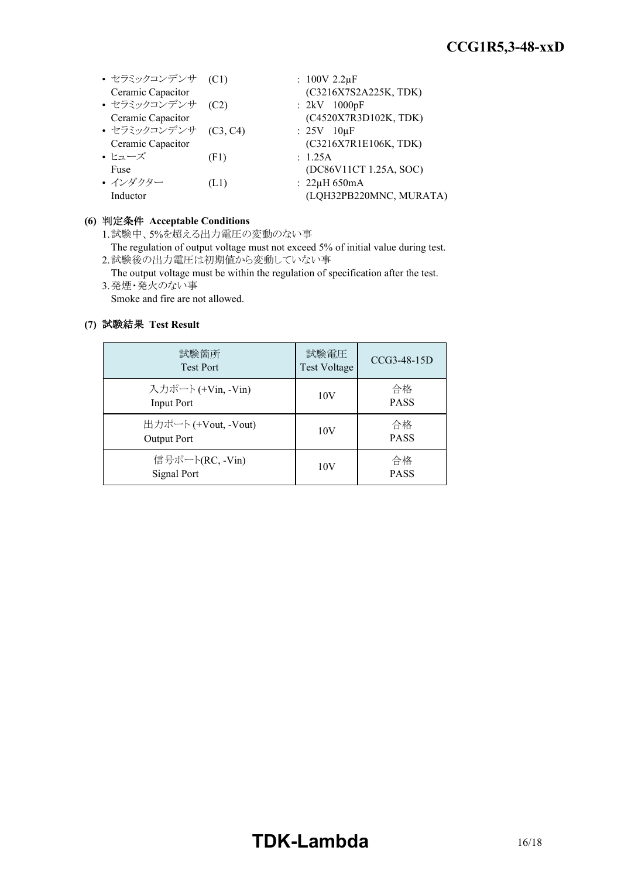- セラミックコンデンサ (C1) : 100V 2.2μF
  Ceramic Capacitor (C3216X7S2A225K, TDK)
- セラミックコンデンサ (C2) : 2kV 1000pF
  Ceramic Capacitor (C4520X7R3D102K, TDK)
- セラミックコンデンサ (C3, C4) : 25V 10μF
  Ceramic Capacitor (C3216X7R1E106K, TDK)
- ヒューズ (F1) : 1.25A
  Fuse (DC86V11CT 1.25A, SOC)
- インダクター (L1) : 22μH 650mA
  Inductor (LQH32PB220MNC, MURATA)

**(6) 判定条件 Acceptable Conditions**

1. 試験中、5%を超える出力電圧の変動のない事
   The regulation of output voltage must not exceed 5% of initial value during test.
2. 試験後の出力電圧は初期値から変動していない事
   The output voltage must be within the regulation of specification after the test.
3. 発煙・発火のない事
   Smoke and fire are not allowed.

**(7) 試験結果 Test Result**

| 試験箇所 Test Port | 試験電圧 Test Voltage | CCG3-48-15D |
|---|---|---|
| 入力ポート (+Vin, -Vin) Input Port | 10V | 合格 PASS |
| 出力ポート (+Vout, -Vout) Output Port | 10V | 合格 PASS |
| 信号ポート(RC, -Vin) Signal Port | 10V | 合格 PASS |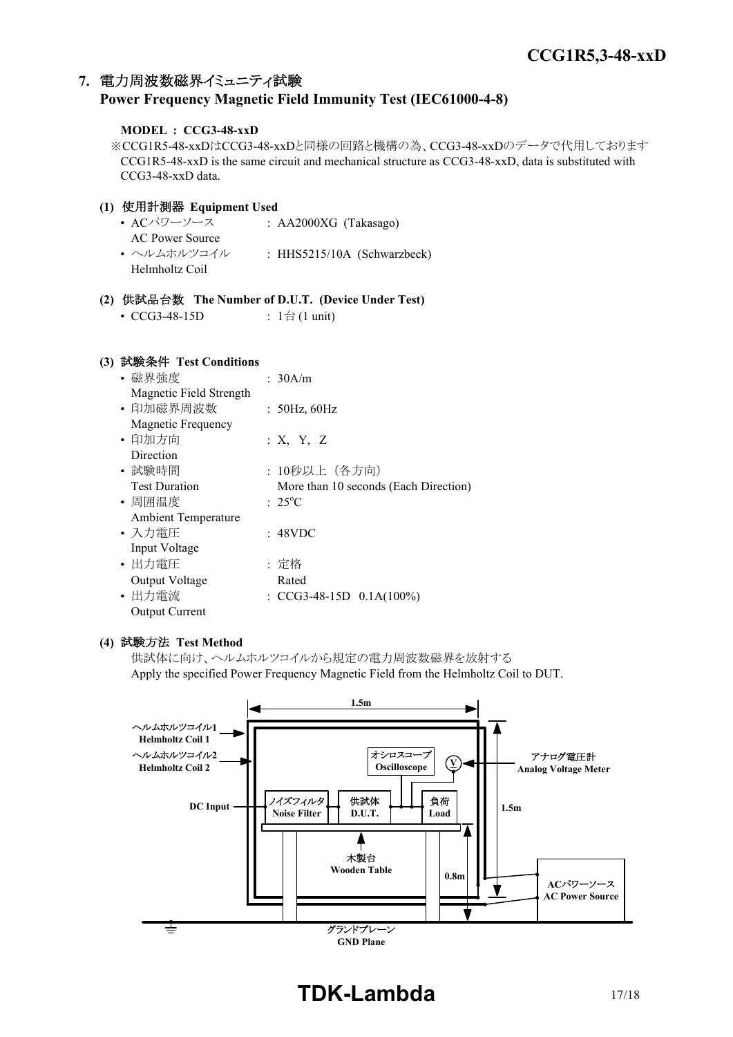## 7. 電力周波数磁界イミュニティ試験 Power Frequency Magnetic Field Immunity Test (IEC61000-4-8)

**MODEL : CCG3-48-xxD**

※CCG1R5-48-xxDはCCG3-48-xxDと同様の回路と機構の為、CCG3-48-xxDのデータで代用しております
CCG1R5-48-xxD is the same circuit and mechanical structure as CCG3-48-xxD, data is substituted with CCG3-48-xxD data.

### (1) 使用計測器 Equipment Used

- ACパワーソース AC Power Source : AA2000XG (Takasago)
- ヘルムホルツコイル Helmholtz Coil : HHS5215/10A (Schwarzbeck)

### (2) 供試品台数 The Number of D.U.T. (Device Under Test)

- CCG3-48-15D : 1台 (1 unit)

### (3) 試験条件 Test Conditions

- 磁界強度 Magnetic Field Strength : 30A/m
- 印加磁界周波数 Magnetic Frequency : 50Hz, 60Hz
- 印加方向 Direction : X, Y, Z
- 試験時間 Test Duration : 10秒以上（各方向） More than 10 seconds (Each Direction)
- 周囲温度 Ambient Temperature : 25$^{o}$C
- 入力電圧 Input Voltage : 48VDC
- 出力電圧 Output Voltage : 定格 Rated
- 出力電流 Output Current : CCG3-48-15D 0.1A(100%)

### (4) 試験方法 Test Method

供試体に向け、ヘルムホルツコイルから規定の電力周波数磁界を放射する
Apply the specified Power Frequency Magnetic Field from the Helmholtz Coil to DUT.

1.5m

ヘルムホルツコイル1 Helmholtz Coil 1
ヘルムホルツコイル2 Helmholtz Coil 2
オシロスコープ Oscilloscope
V
アナログ電圧計 Analog Voltage Meter
DC Input
ノイズフィルタ Noise Filter
供試体 D.U.T.
負荷 Load
1.5m
木製台 Wooden Table
0.8m
ACパワーソース AC Power Source
グランドプレーン GND Plane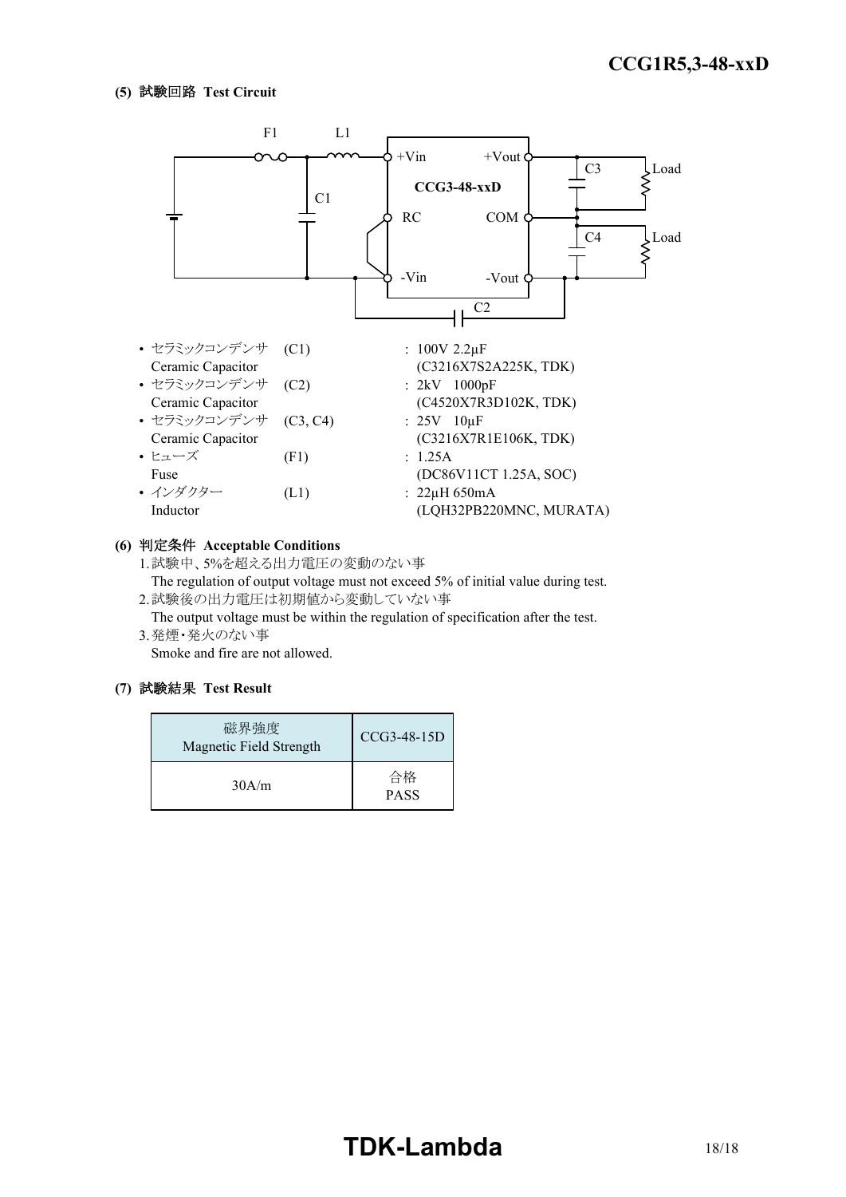**(5) 試験回路 Test Circuit**

F1
L1
+Vin
+Vout
CCG3-48-xxD
RC
COM
-Vin
-Vout
C1
C2
C3
C4
Load
Load

- セラミックコンデンサ (C1) : 100V 2.2µF
  Ceramic Capacitor (C3216X7S2A225K, TDK)
- セラミックコンデンサ (C2) : 2kV 1000pF
  Ceramic Capacitor (C4520X7R3D102K, TDK)
- セラミックコンデンサ (C3, C4) : 25V 10µF
  Ceramic Capacitor (C3216X7R1E106K, TDK)
- ヒューズ (F1) : 1.25A
  Fuse (DC86V11CT 1.25A, SOC)
- インダクター (L1) : 22µH 650mA
  Inductor (LQH32PB220MNC, MURATA)

**(6) 判定条件 Acceptable Conditions**

1. 試験中、5%を超える出力電圧の変動のない事
   The regulation of output voltage must not exceed 5% of initial value during test.
2. 試験後の出力電圧は初期値から変動していない事
   The output voltage must be within the regulation of specification after the test.
3. 発煙・発火のない事
   Smoke and fire are not allowed.

**(7) 試験結果 Test Result**

| 磁界強度 Magnetic Field Strength | CCG3-48-15D |
|---|---|
| 30A/m | 合格 PASS |